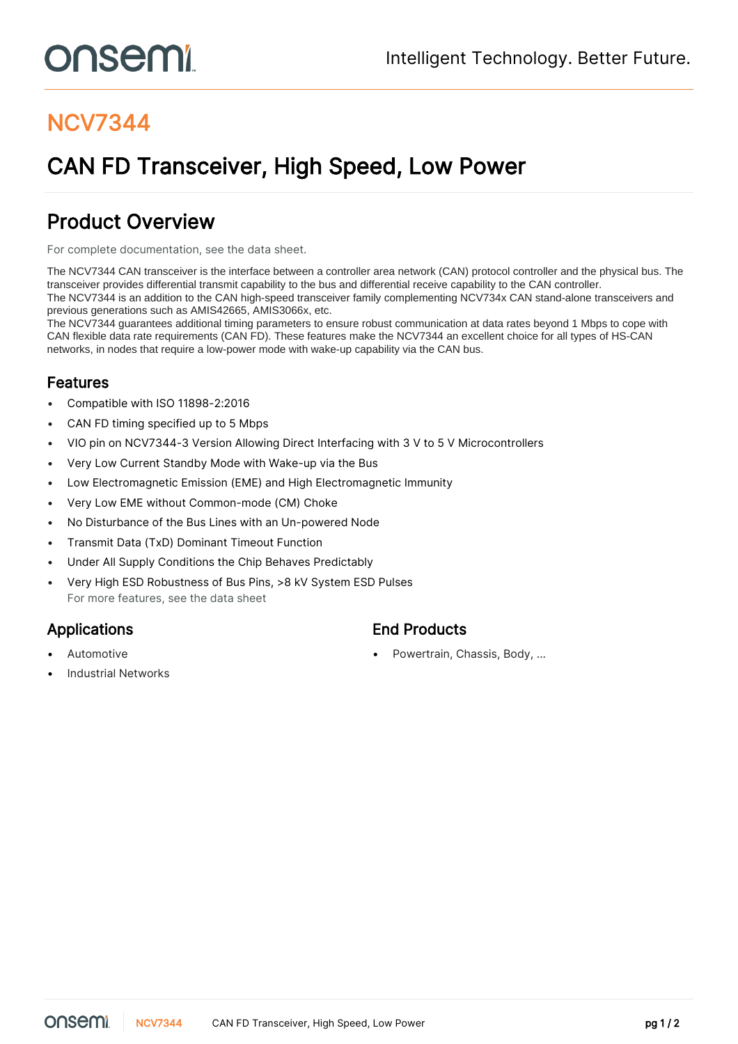# NCV7344

## CAN FD Transceiver, High Speed, Low Power

## Product Overview

For complete documentation, see the data sheet.

The NCV7344 CAN transceiver is the interface between a controller area network (CAN) protocol controller and the physical bus. The transceiver provides differential transmit capability to the bus and differential receive capability to the CAN controller.
The NCV7344 is an addition to the CAN high-speed transceiver family complementing NCV734x CAN stand-alone transceivers and previous generations such as AMIS42665, AMIS3066x, etc.
The NCV7344 guarantees additional timing parameters to ensure robust communication at data rates beyond 1 Mbps to cope with CAN flexible data rate requirements (CAN FD). These features make the NCV7344 an excellent choice for all types of HS-CAN networks, in nodes that require a low-power mode with wake-up capability via the CAN bus.

### Features

- Compatible with ISO 11898-2:2016
- CAN FD timing specified up to 5 Mbps
- VIO pin on NCV7344-3 Version Allowing Direct Interfacing with 3 V to 5 V Microcontrollers
- Very Low Current Standby Mode with Wake-up via the Bus
- Low Electromagnetic Emission (EME) and High Electromagnetic Immunity
- Very Low EME without Common-mode (CM) Choke
- No Disturbance of the Bus Lines with an Un-powered Node
- Transmit Data (TxD) Dominant Timeout Function
- Under All Supply Conditions the Chip Behaves Predictably
- Very High ESD Robustness of Bus Pins, >8 kV System ESD Pulses

For more features, see the data sheet

### Applications

- Automotive
- Industrial Networks

### End Products

- Powertrain, Chassis, Body, ...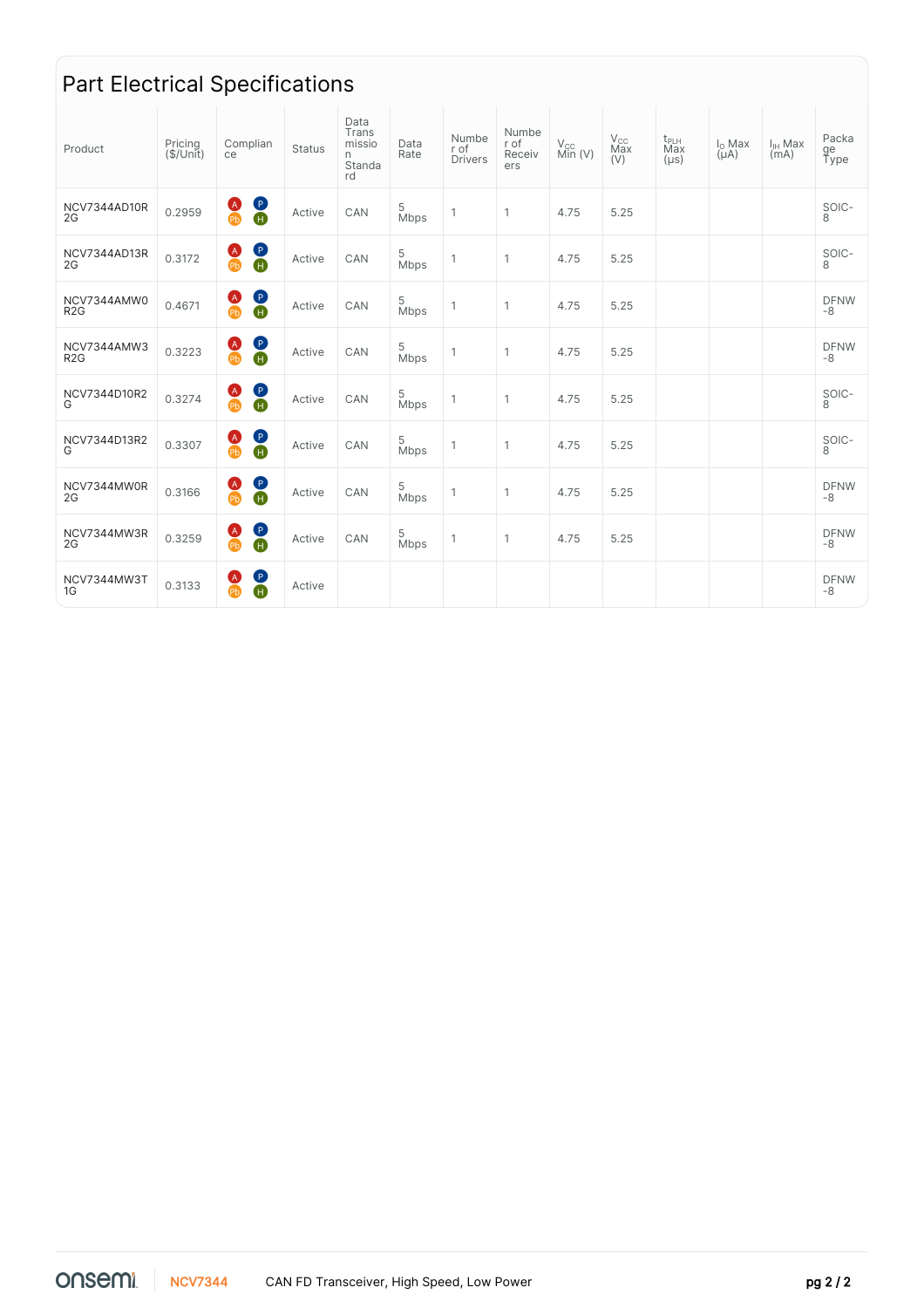## Part Electrical Specifications

| Product | Pricing ($/Unit) | Compliance | Status | Data Transmission Standard | Data Rate | Number of Drivers | Number of Receivers | $V_{CC}$ Min (V) | $V_{CC}$ Max (V) | $t_{PLH}$ Max (μs) | $I_O$ Max (μA) | $I_{IH}$ Max (mA) | Package Type |
|---|---|---|---|---|---|---|---|---|---|---|---|---|---|
| NCV7344AD10R2G | 0.2959 | A P Pb H | Active | CAN | 5 Mbps | 1 | 1 | 4.75 | 5.25 | | | | SOIC-8 |
| NCV7344AD13R2G | 0.3172 | A P Pb H | Active | CAN | 5 Mbps | 1 | 1 | 4.75 | 5.25 | | | | SOIC-8 |
| NCV7344AMW0R2G | 0.4671 | A P Pb H | Active | CAN | 5 Mbps | 1 | 1 | 4.75 | 5.25 | | | | DFNW-8 |
| NCV7344AMW3R2G | 0.3223 | A P Pb H | Active | CAN | 5 Mbps | 1 | 1 | 4.75 | 5.25 | | | | DFNW-8 |
| NCV7344D10R2G | 0.3274 | A P Pb H | Active | CAN | 5 Mbps | 1 | 1 | 4.75 | 5.25 | | | | SOIC-8 |
| NCV7344D13R2G | 0.3307 | A P Pb H | Active | CAN | 5 Mbps | 1 | 1 | 4.75 | 5.25 | | | | SOIC-8 |
| NCV7344MW0R2G | 0.3166 | A P Pb H | Active | CAN | 5 Mbps | 1 | 1 | 4.75 | 5.25 | | | | DFNW-8 |
| NCV7344MW3R2G | 0.3259 | A P Pb H | Active | CAN | 5 Mbps | 1 | 1 | 4.75 | 5.25 | | | | DFNW-8 |
| NCV7344MW3T1G | 0.3133 | A P Pb H | Active | | | | | | | | | | DFNW-8 |